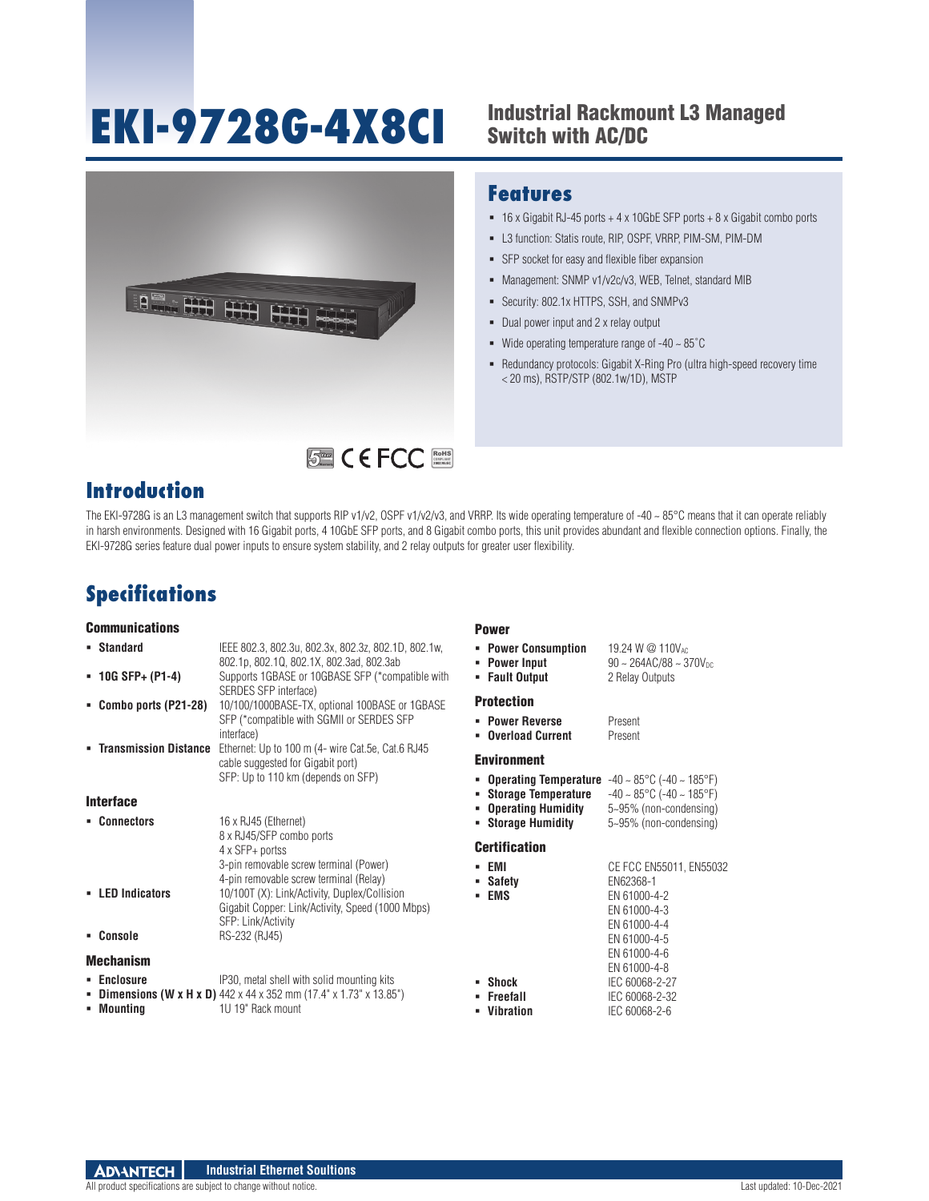# EKI-9728G-4X8CI

## Industrial Rackmount L3 Managed Switch with AC/DC

## Features

- 16 x Gigabit RJ-45 ports + 4 x 10GbE SFP ports + 8 x Gigabit combo ports
- L3 function: Statis route, RIP, OSPF, VRRP, PIM-SM, PIM-DM
- SFP socket for easy and flexible fiber expansion
- Management: SNMP v1/v2c/v3, WEB, Telnet, standard MIB
- Security: 802.1x HTTPS, SSH, and SNMPv3
- Dual power input and 2 x relay output
- Wide operating temperature range of -40 ~ 85˚C
- Redundancy protocols: Gigabit X-Ring Pro (ultra high-speed recovery time < 20 ms), RSTP/STP (802.1w/1D), MSTP

## Introduction

The EKI-9728G is an L3 management switch that supports RIP v1/v2, OSPF v1/v2/v3, and VRRP. Its wide operating temperature of -40 ~ 85°C means that it can operate reliably in harsh environments. Designed with 16 Gigabit ports, 4 10GbE SFP ports, and 8 Gigabit combo ports, this unit provides abundant and flexible connection options. Finally, the EKI-9728G series feature dual power inputs to ensure system stability, and 2 relay outputs for greater user flexibility.

## Specifications

### Communications

- **Standard**: IEEE 802.3, 802.3u, 802.3x, 802.3z, 802.1D, 802.1w, 802.1p, 802.1Q, 802.1X, 802.3ad, 802.3ab
- **10G SFP+ (P1-4)**: Supports 1GBASE or 10GBASE SFP (*compatible with SERDES SFP interface)
- **Combo ports (P21-28)**: 10/100/1000BASE-TX, optional 100BASE or 1GBASE SFP (*compatible with SGMII or SERDES SFP interface)
- **Transmission Distance**: Ethernet: Up to 100 m (4- wire Cat.5e, Cat.6 RJ45 cable suggested for Gigabit port)
  SFP: Up to 110 km (depends on SFP)

### Interface

- **Connectors**: 16 x RJ45 (Ethernet)
  8 x RJ45/SFP combo ports
  4 x SFP+ portss
  3-pin removable screw terminal (Power)
  4-pin removable screw terminal (Relay)
- **LED Indicators**: 10/100T (X): Link/Activity, Duplex/Collision
  Gigabit Copper: Link/Activity, Speed (1000 Mbps)
  SFP: Link/Activity
- **Console**: RS-232 (RJ45)

### Mechanism

- **Enclosure**: IP30, metal shell with solid mounting kits
- **Dimensions (W x H x D)**: 442 x 44 x 352 mm (17.4" x 1.73" x 13.85")
- **Mounting**: 1U 19" Rack mount

### Power

- **Power Consumption**: 19.24 W @ 110V$_{AC}$
- **Power Input**: 90 ~ 264AC/88 ~ 370V$_{DC}$
- **Fault Output**: 2 Relay Outputs

### Protection

- **Power Reverse**: Present
- **Overload Current**: Present

### Environment

- **Operating Temperature**: -40 ~ 85°C (-40 ~ 185°F)
- **Storage Temperature**: -40 ~ 85°C (-40 ~ 185°F)
- **Operating Humidity**: 5~95% (non-condensing)
- **Storage Humidity**: 5~95% (non-condensing)

### Certification

- **EMI**: CE FCC EN55011, EN55032
- **Safety**: EN62368-1
- **EMS**: EN 61000-4-2
  EN 61000-4-3
  EN 61000-4-4
  EN 61000-4-5
  EN 61000-4-6
  EN 61000-4-8
- **Shock**: IEC 60068-2-27
- **Freefall**: IEC 60068-2-32
- **Vibration**: IEC 60068-2-6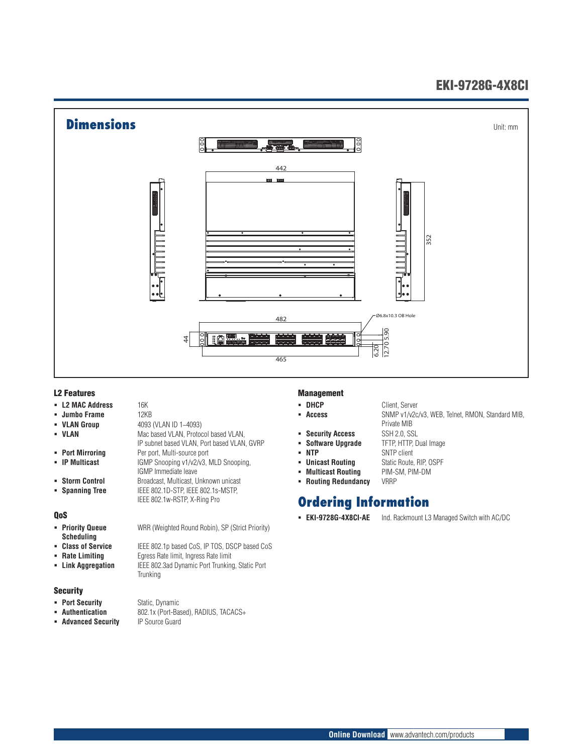## Dimensions

Unit: mm

442

352

482

Ø6.8x10.3 OB Hole

44

465

6.20

12.70

5.90

### L2 Features

| | |
|---|---|
| **L2 MAC Address** | 16K |
| **Jumbo Frame** | 12KB |
| **VLAN Group** | 4093 (VLAN ID 1~4093) |
| **VLAN** | Mac based VLAN, Protocol based VLAN, IP subnet based VLAN, Port based VLAN, GVRP |
| **Port Mirroring** | Per port, Multi-source port |
| **IP Multicast** | IGMP Snooping v1/v2/v3, MLD Snooping, IGMP Immediate leave |
| **Storm Control** | Broadcast, Multicast, Unknown unicast |
| **Spanning Tree** | IEEE 802.1D-STP, IEEE 802.1s-MSTP, IEEE 802.1w-RSTP, X-Ring Pro |

### QoS

| | |
|---|---|
| **Priority Queue Scheduling** | WRR (Weighted Round Robin), SP (Strict Priority) |
| **Class of Service** | IEEE 802.1p based CoS, IP TOS, DSCP based CoS |
| **Rate Limiting** | Egress Rate limit, Ingress Rate limit |
| **Link Aggregation** | IEEE 802.3ad Dynamic Port Trunking, Static Port Trunking |

### Security

| | |
|---|---|
| **Port Security** | Static, Dynamic |
| **Authentication** | 802.1x (Port-Based), RADIUS, TACACS+ |
| **Advanced Security** | IP Source Guard |

### Management

| | |
|---|---|
| **DHCP** | Client, Server |
| **Access** | SNMP v1/v2c/v3, WEB, Telnet, RMON, Standard MIB, Private MIB |
| **Security Access** | SSH 2.0, SSL |
| **Software Upgrade** | TFTP, HTTP, Dual Image |
| **NTP** | SNTP client |
| **Unicast Routing** | Static Route, RIP, OSPF |
| **Multicast Routing** | PIM-SM, PIM-DM |
| **Routing Redundancy** | VRRP |

## Ordering Information

| | |
|---|---|
| **EKI-9728G-4X8CI-AE** | Ind. Rackmount L3 Managed Switch with AC/DC |